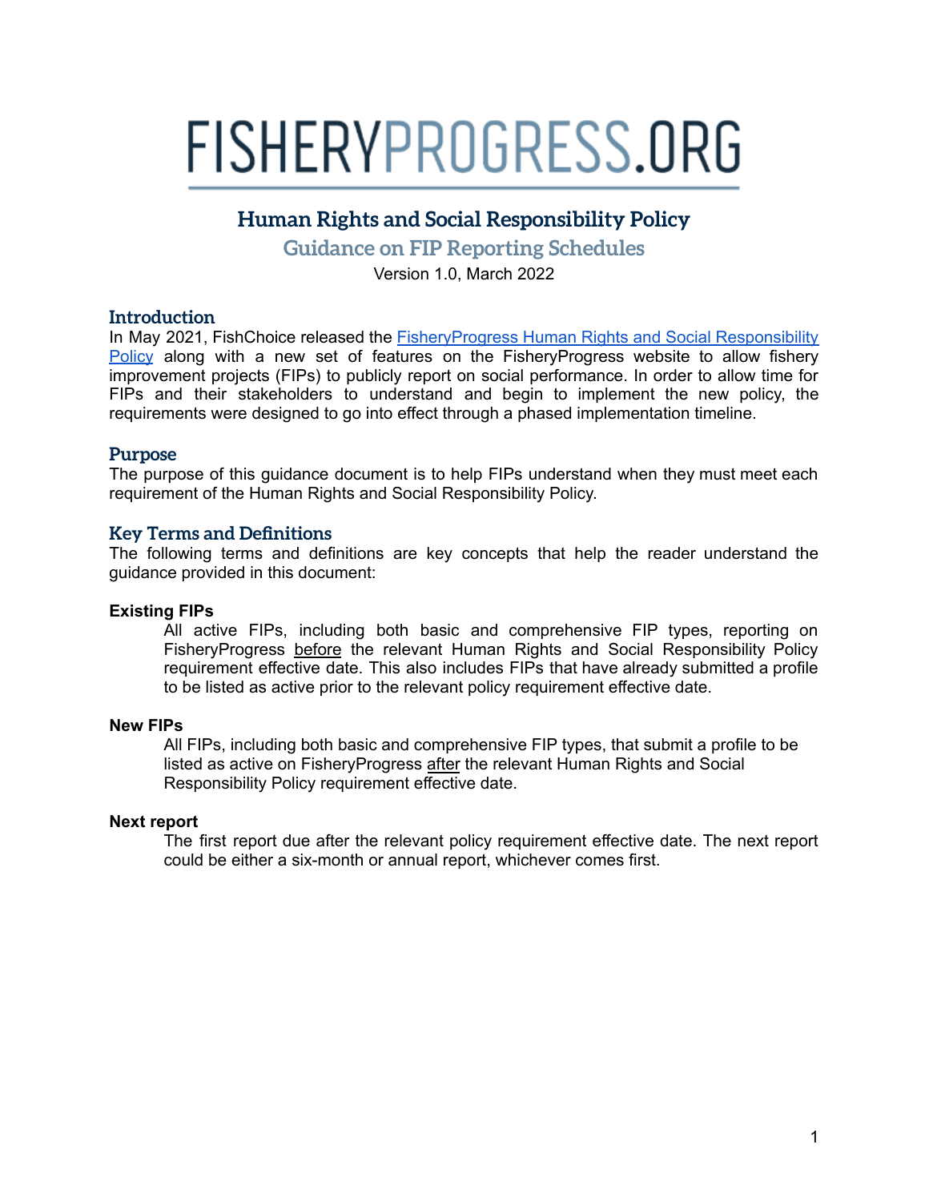# FISHERYPROGRESS.ORG

## Human Rights and Social Responsibility Policy

### Guidance on FIP Reporting Schedules

Version 1.0, March 2022

## Introduction

In May 2021, FishChoice released the [FisheryProgress Human Rights and Social Responsibility Policy]() along with a new set of features on the FisheryProgress website to allow fishery improvement projects (FIPs) to publicly report on social performance. In order to allow time for FIPs and their stakeholders to understand and begin to implement the new policy, the requirements were designed to go into effect through a phased implementation timeline.

## Purpose

The purpose of this guidance document is to help FIPs understand when they must meet each requirement of the Human Rights and Social Responsibility Policy.

## Key Terms and Definitions

The following terms and definitions are key concepts that help the reader understand the guidance provided in this document:

**Existing FIPs**

All active FIPs, including both basic and comprehensive FIP types, reporting on FisheryProgress before the relevant Human Rights and Social Responsibility Policy requirement effective date. This also includes FIPs that have already submitted a profile to be listed as active prior to the relevant policy requirement effective date.

**New FIPs**

All FIPs, including both basic and comprehensive FIP types, that submit a profile to be listed as active on FisheryProgress after the relevant Human Rights and Social Responsibility Policy requirement effective date.

**Next report**

The first report due after the relevant policy requirement effective date. The next report could be either a six-month or annual report, whichever comes first.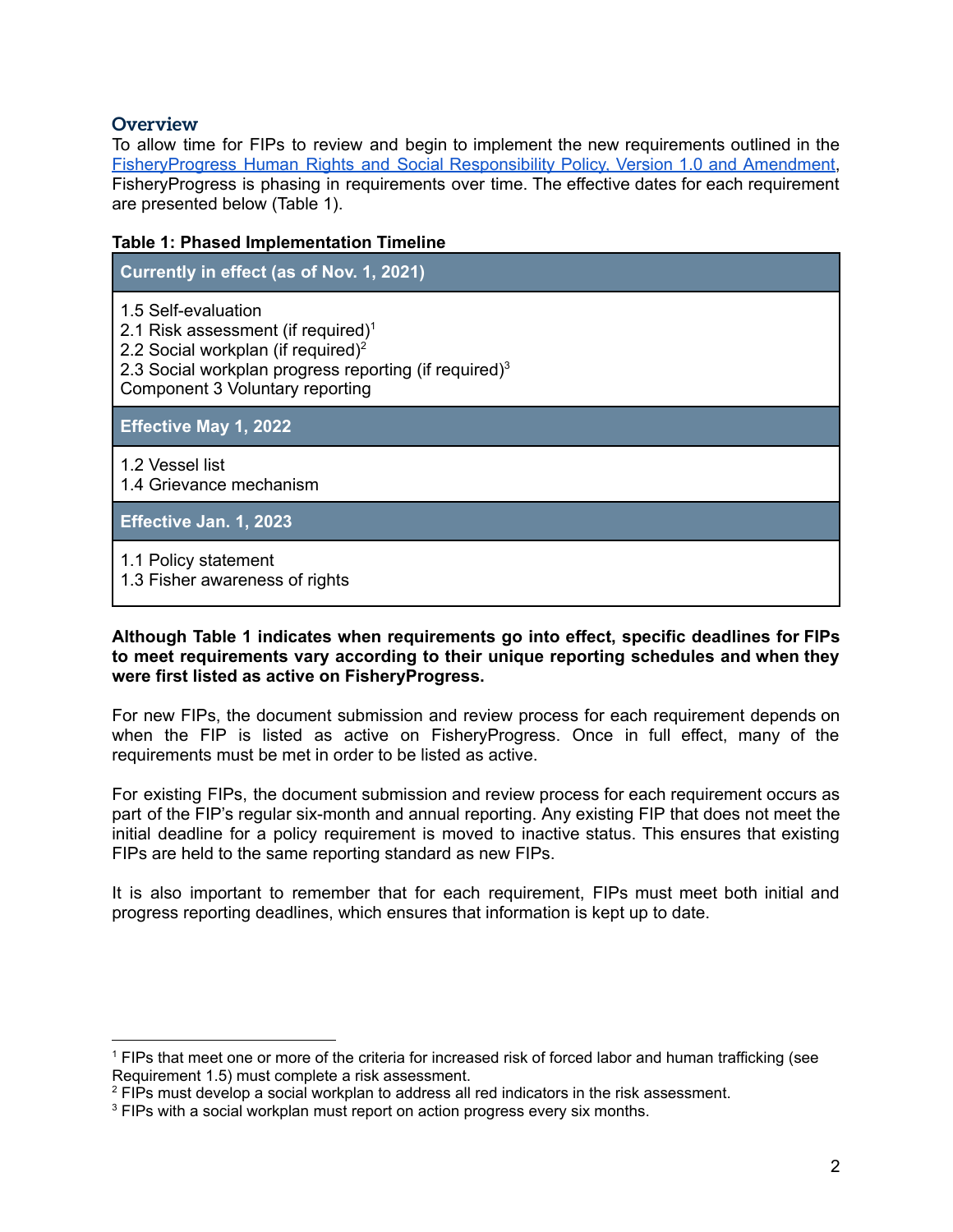## Overview

To allow time for FIPs to review and begin to implement the new requirements outlined in the FisheryProgress Human Rights and Social Responsibility Policy, Version 1.0 and Amendment, FisheryProgress is phasing in requirements over time. The effective dates for each requirement are presented below (Table 1).

**Table 1: Phased Implementation Timeline**

| Currently in effect (as of Nov. 1, 2021) |
|---|
| 1.5 Self-evaluation<br>2.1 Risk assessment (if required)[1]<br>2.2 Social workplan (if required)[2]<br>2.3 Social workplan progress reporting (if required)[3]<br>Component 3 Voluntary reporting |
| **Effective May 1, 2022** |
| 1.2 Vessel list<br>1.4 Grievance mechanism |
| **Effective Jan. 1, 2023** |
| 1.1 Policy statement<br>1.3 Fisher awareness of rights |

**Although Table 1 indicates when requirements go into effect, specific deadlines for FIPs to meet requirements vary according to their unique reporting schedules and when they were first listed as active on FisheryProgress.**

For new FIPs, the document submission and review process for each requirement depends on when the FIP is listed as active on FisheryProgress. Once in full effect, many of the requirements must be met in order to be listed as active.

For existing FIPs, the document submission and review process for each requirement occurs as part of the FIP's regular six-month and annual reporting. Any existing FIP that does not meet the initial deadline for a policy requirement is moved to inactive status. This ensures that existing FIPs are held to the same reporting standard as new FIPs.

It is also important to remember that for each requirement, FIPs must meet both initial and progress reporting deadlines, which ensures that information is kept up to date.

---

[1] FIPs that meet one or more of the criteria for increased risk of forced labor and human trafficking (see Requirement 1.5) must complete a risk assessment.

[2] FIPs must develop a social workplan to address all red indicators in the risk assessment.

[3] FIPs with a social workplan must report on action progress every six months.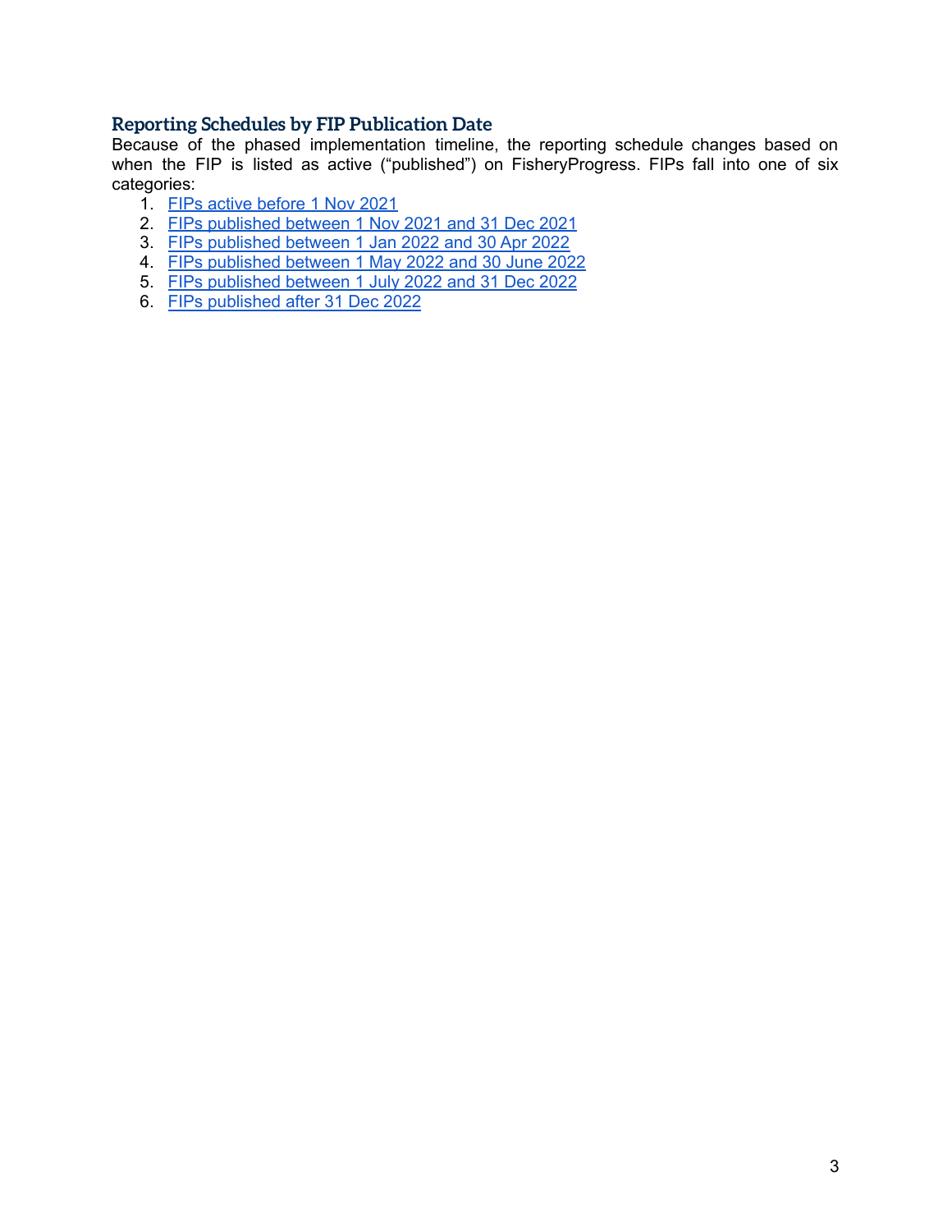## Reporting Schedules by FIP Publication Date

Because of the phased implementation timeline, the reporting schedule changes based on when the FIP is listed as active ("published") on FisheryProgress. FIPs fall into one of six categories:

1. FIPs active before 1 Nov 2021
2. FIPs published between 1 Nov 2021 and 31 Dec 2021
3. FIPs published between 1 Jan 2022 and 30 Apr 2022
4. FIPs published between 1 May 2022 and 30 June 2022
5. FIPs published between 1 July 2022 and 31 Dec 2022
6. FIPs published after 31 Dec 2022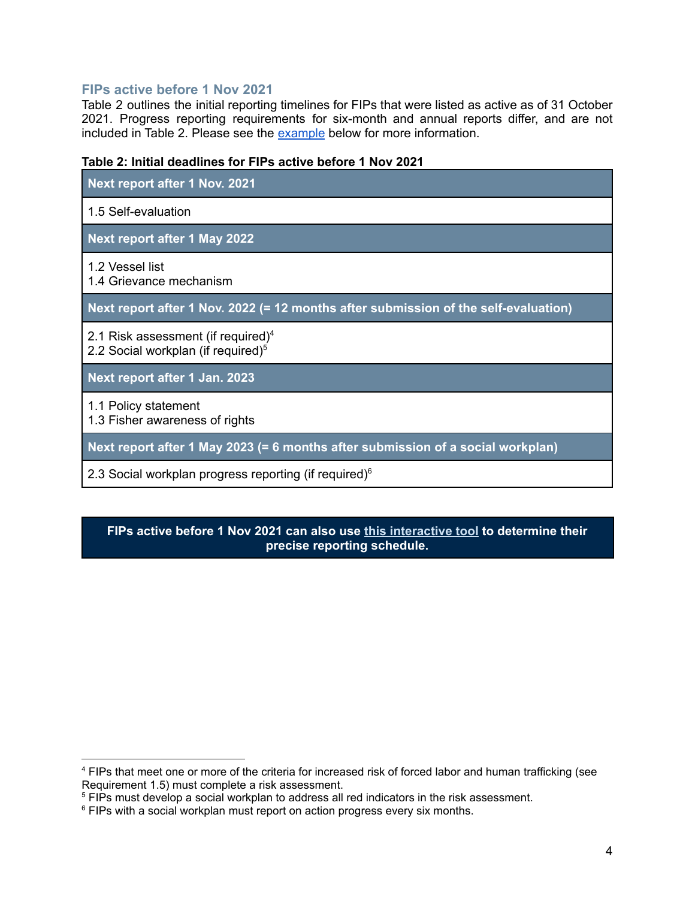### FIPs active before 1 Nov 2021

Table 2 outlines the initial reporting timelines for FIPs that were listed as active as of 31 October 2021. Progress reporting requirements for six-month and annual reports differ, and are not included in Table 2. Please see the example below for more information.

**Table 2: Initial deadlines for FIPs active before 1 Nov 2021**

| Next report after 1 Nov. 2021 |
|---|
| 1.5 Self-evaluation |
| **Next report after 1 May 2022** |
| 1.2 Vessel list<br>1.4 Grievance mechanism |
| **Next report after 1 Nov. 2022 (= 12 months after submission of the self-evaluation)** |
| 2.1 Risk assessment (if required)[4]<br>2.2 Social workplan (if required)[5] |
| **Next report after 1 Jan. 2023** |
| 1.1 Policy statement<br>1.3 Fisher awareness of rights |
| **Next report after 1 May 2023 (= 6 months after submission of a social workplan)** |
| 2.3 Social workplan progress reporting (if required)[6] |

**FIPs active before 1 Nov 2021 can also use this interactive tool to determine their precise reporting schedule.**

[4] FIPs that meet one or more of the criteria for increased risk of forced labor and human trafficking (see Requirement 1.5) must complete a risk assessment.

[5] FIPs must develop a social workplan to address all red indicators in the risk assessment.

[6] FIPs with a social workplan must report on action progress every six months.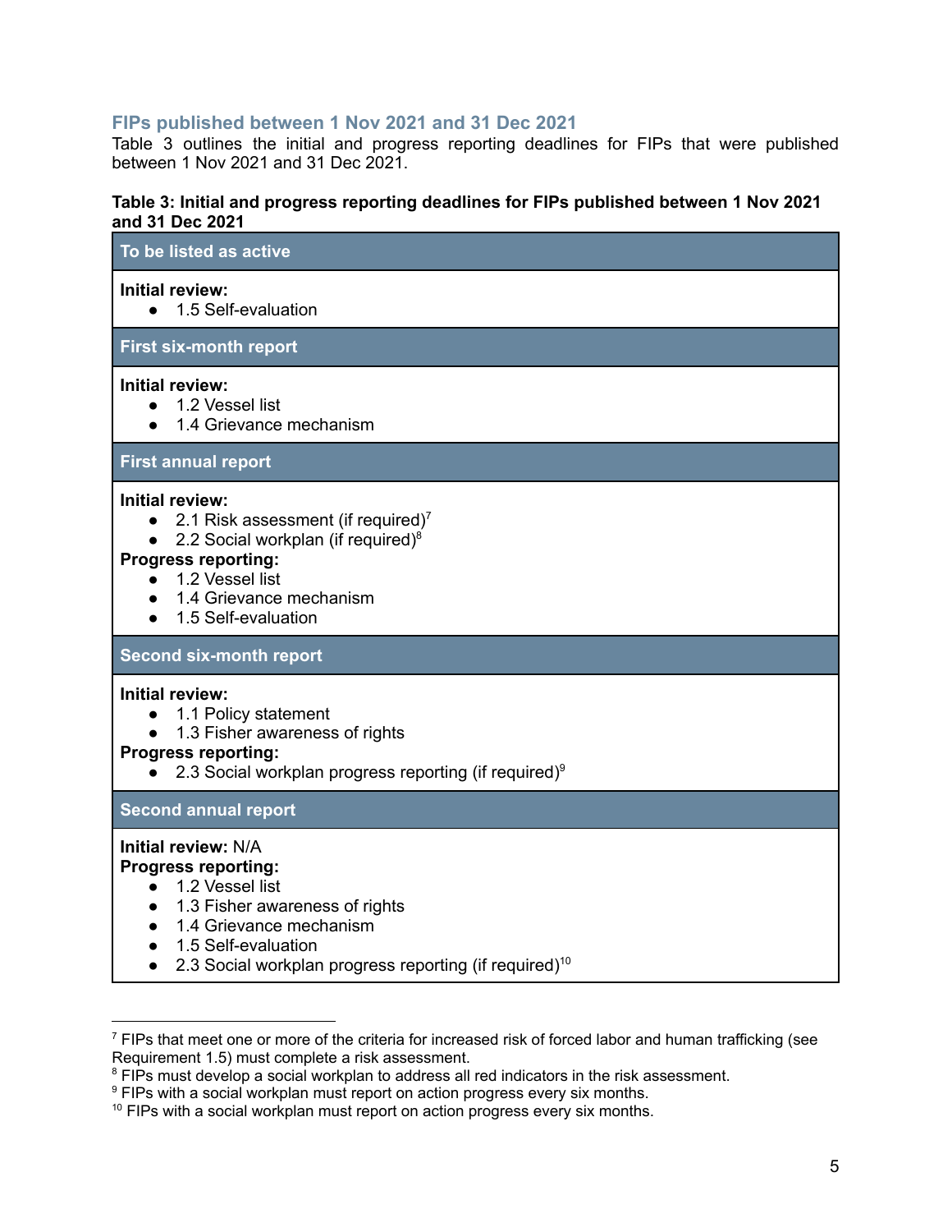### FIPs published between 1 Nov 2021 and 31 Dec 2021

Table 3 outlines the initial and progress reporting deadlines for FIPs that were published between 1 Nov 2021 and 31 Dec 2021.

**Table 3: Initial and progress reporting deadlines for FIPs published between 1 Nov 2021 and 31 Dec 2021**

| To be listed as active |
|---|
| **Initial review:**<br>● 1.5 Self-evaluation |
| **First six-month report** |
| **Initial review:**<br>● 1.2 Vessel list<br>● 1.4 Grievance mechanism |
| **First annual report** |
| **Initial review:**<br>● 2.1 Risk assessment (if required)[7]<br>● 2.2 Social workplan (if required)[8]<br>**Progress reporting:**<br>● 1.2 Vessel list<br>● 1.4 Grievance mechanism<br>● 1.5 Self-evaluation |
| **Second six-month report** |
| **Initial review:**<br>● 1.1 Policy statement<br>● 1.3 Fisher awareness of rights<br>**Progress reporting:**<br>● 2.3 Social workplan progress reporting (if required)[9] |
| **Second annual report** |
| **Initial review:** N/A<br>**Progress reporting:**<br>● 1.2 Vessel list<br>● 1.3 Fisher awareness of rights<br>● 1.4 Grievance mechanism<br>● 1.5 Self-evaluation<br>● 2.3 Social workplan progress reporting (if required)[10] |

[7] FIPs that meet one or more of the criteria for increased risk of forced labor and human trafficking (see Requirement 1.5) must complete a risk assessment.

[8] FIPs must develop a social workplan to address all red indicators in the risk assessment.

[9] FIPs with a social workplan must report on action progress every six months.

[10] FIPs with a social workplan must report on action progress every six months.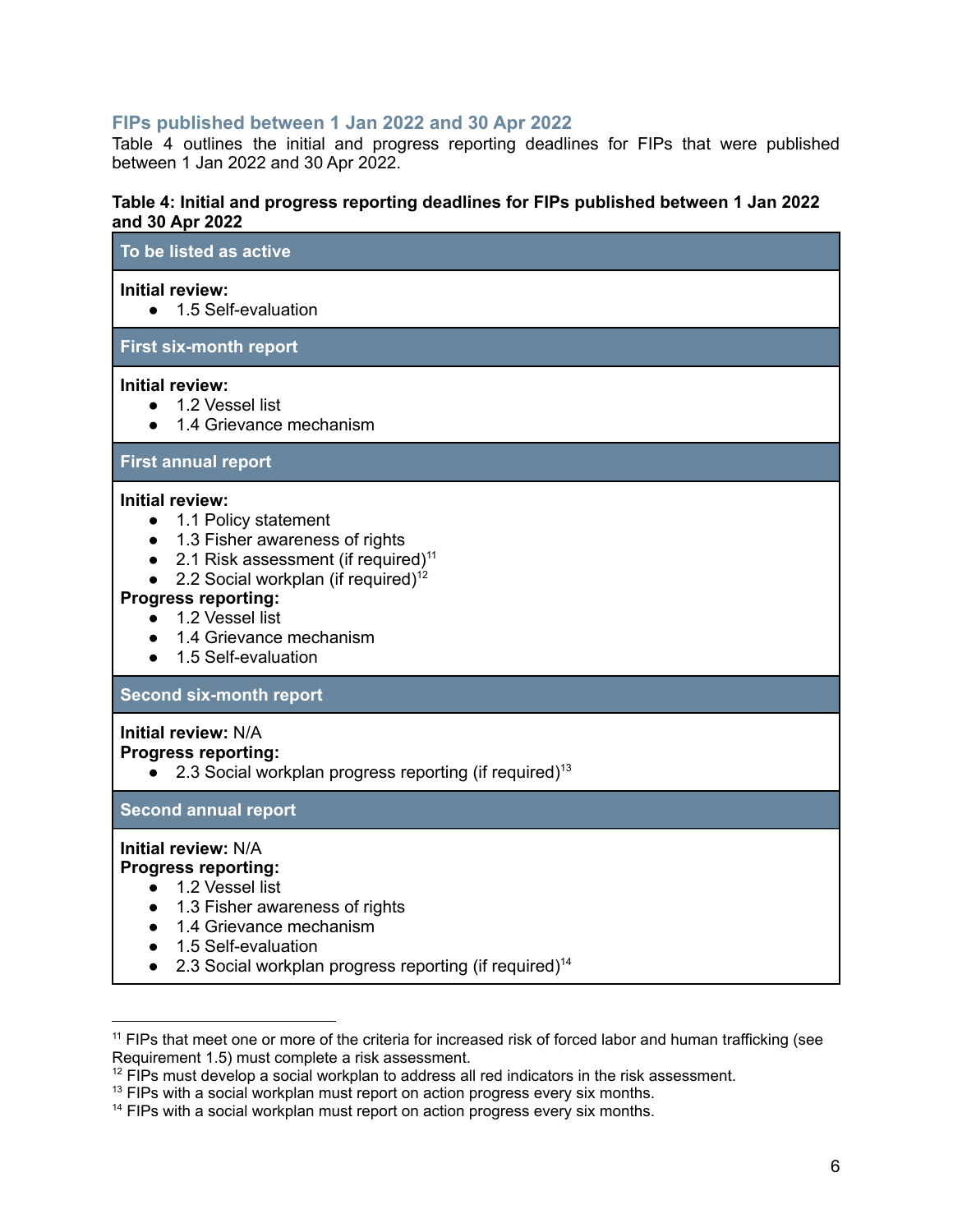### FIPs published between 1 Jan 2022 and 30 Apr 2022

Table 4 outlines the initial and progress reporting deadlines for FIPs that were published between 1 Jan 2022 and 30 Apr 2022.

**Table 4: Initial and progress reporting deadlines for FIPs published between 1 Jan 2022 and 30 Apr 2022**

| To be listed as active |
| --- |
| **Initial review:**<br>● 1.5 Self-evaluation |
| **First six-month report** |
| **Initial review:**<br>● 1.2 Vessel list<br>● 1.4 Grievance mechanism |
| **First annual report** |
| **Initial review:**<br>● 1.1 Policy statement<br>● 1.3 Fisher awareness of rights<br>● 2.1 Risk assessment (if required)[11]<br>● 2.2 Social workplan (if required)[12]<br>**Progress reporting:**<br>● 1.2 Vessel list<br>● 1.4 Grievance mechanism<br>● 1.5 Self-evaluation |
| **Second six-month report** |
| **Initial review:** N/A<br>**Progress reporting:**<br>● 2.3 Social workplan progress reporting (if required)[13] |
| **Second annual report** |
| **Initial review:** N/A<br>**Progress reporting:**<br>● 1.2 Vessel list<br>● 1.3 Fisher awareness of rights<br>● 1.4 Grievance mechanism<br>● 1.5 Self-evaluation<br>● 2.3 Social workplan progress reporting (if required)[14] |

---

[11] FIPs that meet one or more of the criteria for increased risk of forced labor and human trafficking (see Requirement 1.5) must complete a risk assessment.

[12] FIPs must develop a social workplan to address all red indicators in the risk assessment.

[13] FIPs with a social workplan must report on action progress every six months.

[14] FIPs with a social workplan must report on action progress every six months.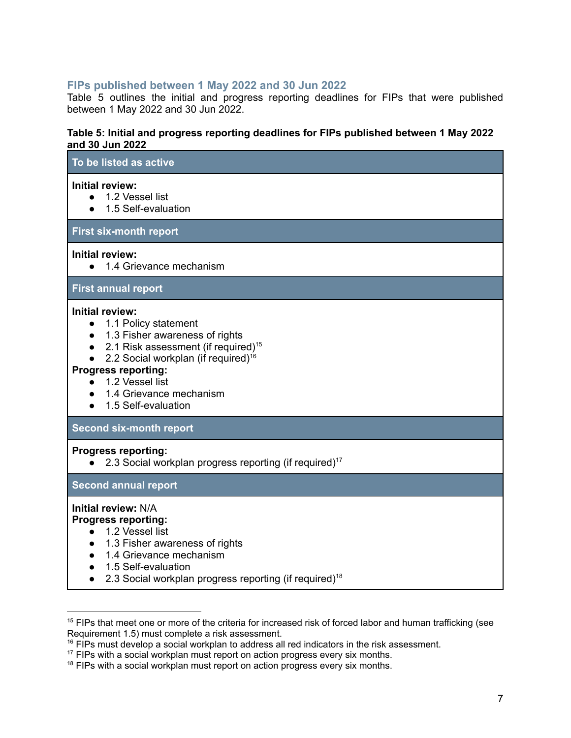### FIPs published between 1 May 2022 and 30 Jun 2022

Table 5 outlines the initial and progress reporting deadlines for FIPs that were published between 1 May 2022 and 30 Jun 2022.

**Table 5: Initial and progress reporting deadlines for FIPs published between 1 May 2022 and 30 Jun 2022**

| To be listed as active |
|---|
| **Initial review:**<br>● 1.2 Vessel list<br>● 1.5 Self-evaluation |
| **First six-month report** |
| **Initial review:**<br>● 1.4 Grievance mechanism |
| **First annual report** |
| **Initial review:**<br>● 1.1 Policy statement<br>● 1.3 Fisher awareness of rights<br>● 2.1 Risk assessment (if required)[15]<br>● 2.2 Social workplan (if required)[16]<br>**Progress reporting:**<br>● 1.2 Vessel list<br>● 1.4 Grievance mechanism<br>● 1.5 Self-evaluation |
| **Second six-month report** |
| **Progress reporting:**<br>● 2.3 Social workplan progress reporting (if required)[17] |
| **Second annual report** |
| **Initial review:** N/A<br>**Progress reporting:**<br>● 1.2 Vessel list<br>● 1.3 Fisher awareness of rights<br>● 1.4 Grievance mechanism<br>● 1.5 Self-evaluation<br>● 2.3 Social workplan progress reporting (if required)[18] |

[15] FIPs that meet one or more of the criteria for increased risk of forced labor and human trafficking (see Requirement 1.5) must complete a risk assessment.

[16] FIPs must develop a social workplan to address all red indicators in the risk assessment.

[17] FIPs with a social workplan must report on action progress every six months.

[18] FIPs with a social workplan must report on action progress every six months.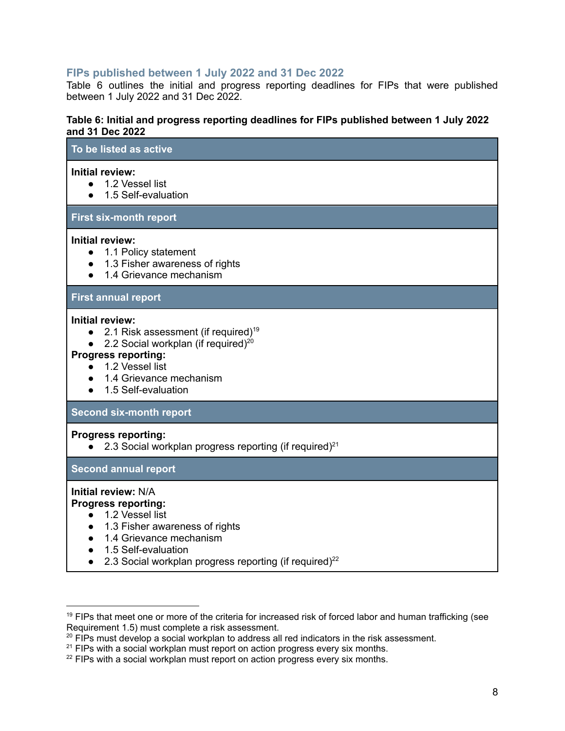### FIPs published between 1 July 2022 and 31 Dec 2022

Table 6 outlines the initial and progress reporting deadlines for FIPs that were published between 1 July 2022 and 31 Dec 2022.

**Table 6: Initial and progress reporting deadlines for FIPs published between 1 July 2022 and 31 Dec 2022**

| To be listed as active |
| --- |
| **Initial review:**<br>• 1.2 Vessel list<br>• 1.5 Self-evaluation |
| **First six-month report** |
| **Initial review:**<br>• 1.1 Policy statement<br>• 1.3 Fisher awareness of rights<br>• 1.4 Grievance mechanism |
| **First annual report** |
| **Initial review:**<br>• 2.1 Risk assessment (if required)[19]<br>• 2.2 Social workplan (if required)[20]<br>**Progress reporting:**<br>• 1.2 Vessel list<br>• 1.4 Grievance mechanism<br>• 1.5 Self-evaluation |
| **Second six-month report** |
| **Progress reporting:**<br>• 2.3 Social workplan progress reporting (if required)[21] |
| **Second annual report** |
| **Initial review:** N/A<br>**Progress reporting:**<br>• 1.2 Vessel list<br>• 1.3 Fisher awareness of rights<br>• 1.4 Grievance mechanism<br>• 1.5 Self-evaluation<br>• 2.3 Social workplan progress reporting (if required)[22] |

---

[19] FIPs that meet one or more of the criteria for increased risk of forced labor and human trafficking (see Requirement 1.5) must complete a risk assessment.

[20] FIPs must develop a social workplan to address all red indicators in the risk assessment.

[21] FIPs with a social workplan must report on action progress every six months.

[22] FIPs with a social workplan must report on action progress every six months.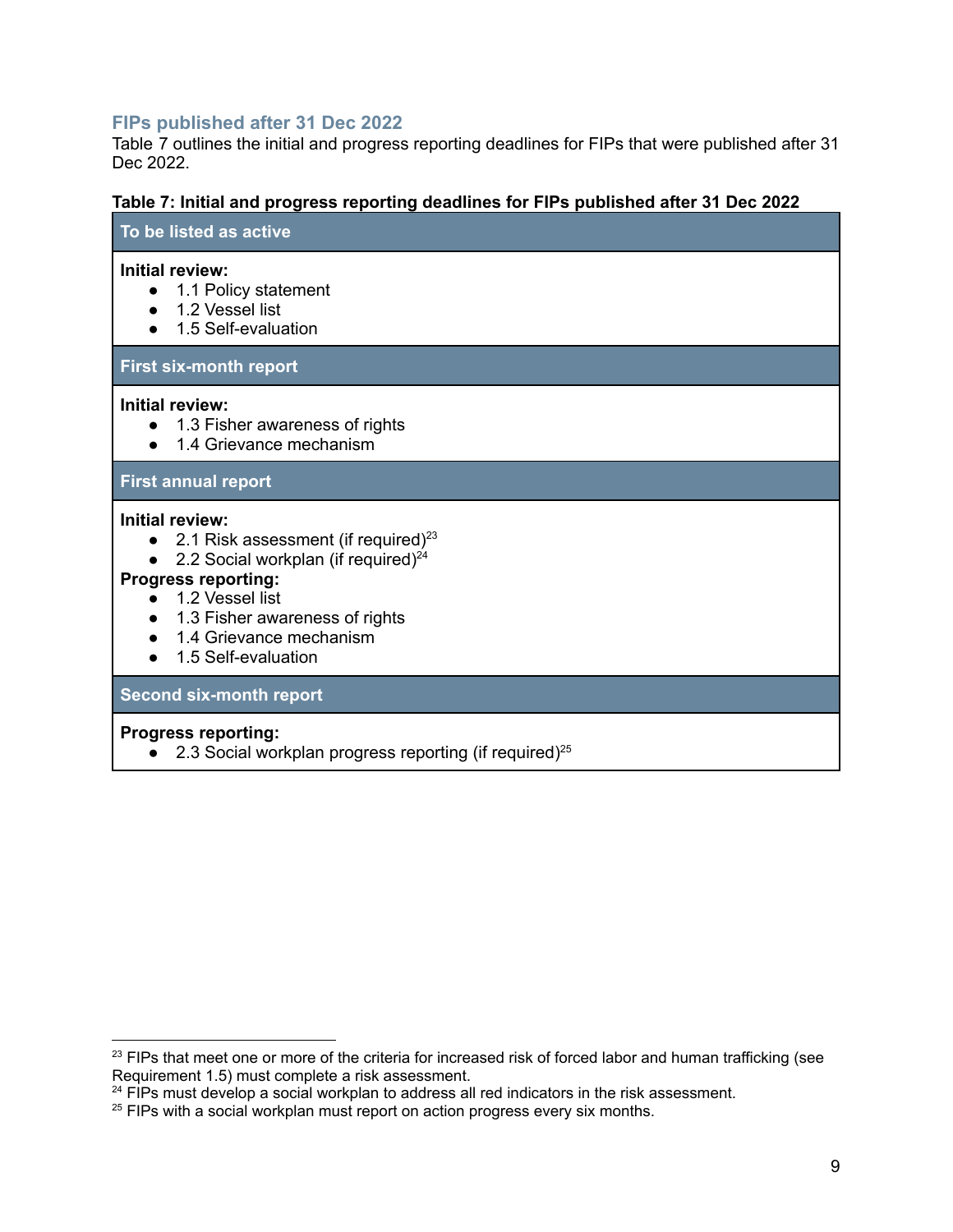### FIPs published after 31 Dec 2022

Table 7 outlines the initial and progress reporting deadlines for FIPs that were published after 31 Dec 2022.

**Table 7: Initial and progress reporting deadlines for FIPs published after 31 Dec 2022**

| To be listed as active |
| --- |
| **Initial review:**<br>● 1.1 Policy statement<br>● 1.2 Vessel list<br>● 1.5 Self-evaluation |
| **First six-month report** |
| **Initial review:**<br>● 1.3 Fisher awareness of rights<br>● 1.4 Grievance mechanism |
| **First annual report** |
| **Initial review:**<br>● 2.1 Risk assessment (if required)[23]<br>● 2.2 Social workplan (if required)[24]<br>**Progress reporting:**<br>● 1.2 Vessel list<br>● 1.3 Fisher awareness of rights<br>● 1.4 Grievance mechanism<br>● 1.5 Self-evaluation |
| **Second six-month report** |
| **Progress reporting:**<br>● 2.3 Social workplan progress reporting (if required)[25] |

[23] FIPs that meet one or more of the criteria for increased risk of forced labor and human trafficking (see Requirement 1.5) must complete a risk assessment.

[24] FIPs must develop a social workplan to address all red indicators in the risk assessment.

[25] FIPs with a social workplan must report on action progress every six months.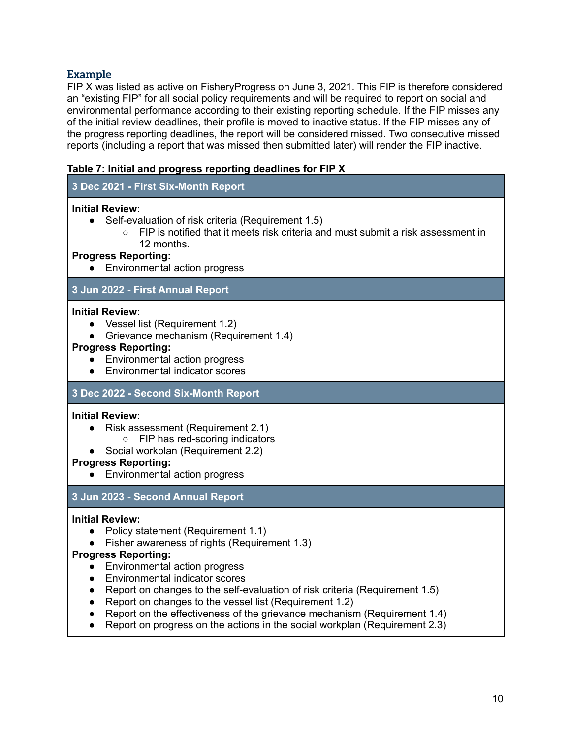### Example

FIP X was listed as active on FisheryProgress on June 3, 2021. This FIP is therefore considered an "existing FIP" for all social policy requirements and will be required to report on social and environmental performance according to their existing reporting schedule. If the FIP misses any of the initial review deadlines, their profile is moved to inactive status. If the FIP misses any of the progress reporting deadlines, the report will be considered missed. Two consecutive missed reports (including a report that was missed then submitted later) will render the FIP inactive.

**Table 7: Initial and progress reporting deadlines for FIP X**

**3 Dec 2021 - First Six-Month Report**

**Initial Review:**

- Self-evaluation of risk criteria (Requirement 1.5)
    - FIP is notified that it meets risk criteria and must submit a risk assessment in 12 months.

**Progress Reporting:**

- Environmental action progress

**3 Jun 2022 - First Annual Report**

**Initial Review:**

- Vessel list (Requirement 1.2)
- Grievance mechanism (Requirement 1.4)

**Progress Reporting:**

- Environmental action progress
- Environmental indicator scores

**3 Dec 2022 - Second Six-Month Report**

**Initial Review:**

- Risk assessment (Requirement 2.1)
    - FIP has red-scoring indicators
- Social workplan (Requirement 2.2)

**Progress Reporting:**

- Environmental action progress

**3 Jun 2023 - Second Annual Report**

**Initial Review:**

- Policy statement (Requirement 1.1)
- Fisher awareness of rights (Requirement 1.3)

**Progress Reporting:**

- Environmental action progress
- Environmental indicator scores
- Report on changes to the self-evaluation of risk criteria (Requirement 1.5)
- Report on changes to the vessel list (Requirement 1.2)
- Report on the effectiveness of the grievance mechanism (Requirement 1.4)
- Report on progress on the actions in the social workplan (Requirement 2.3)